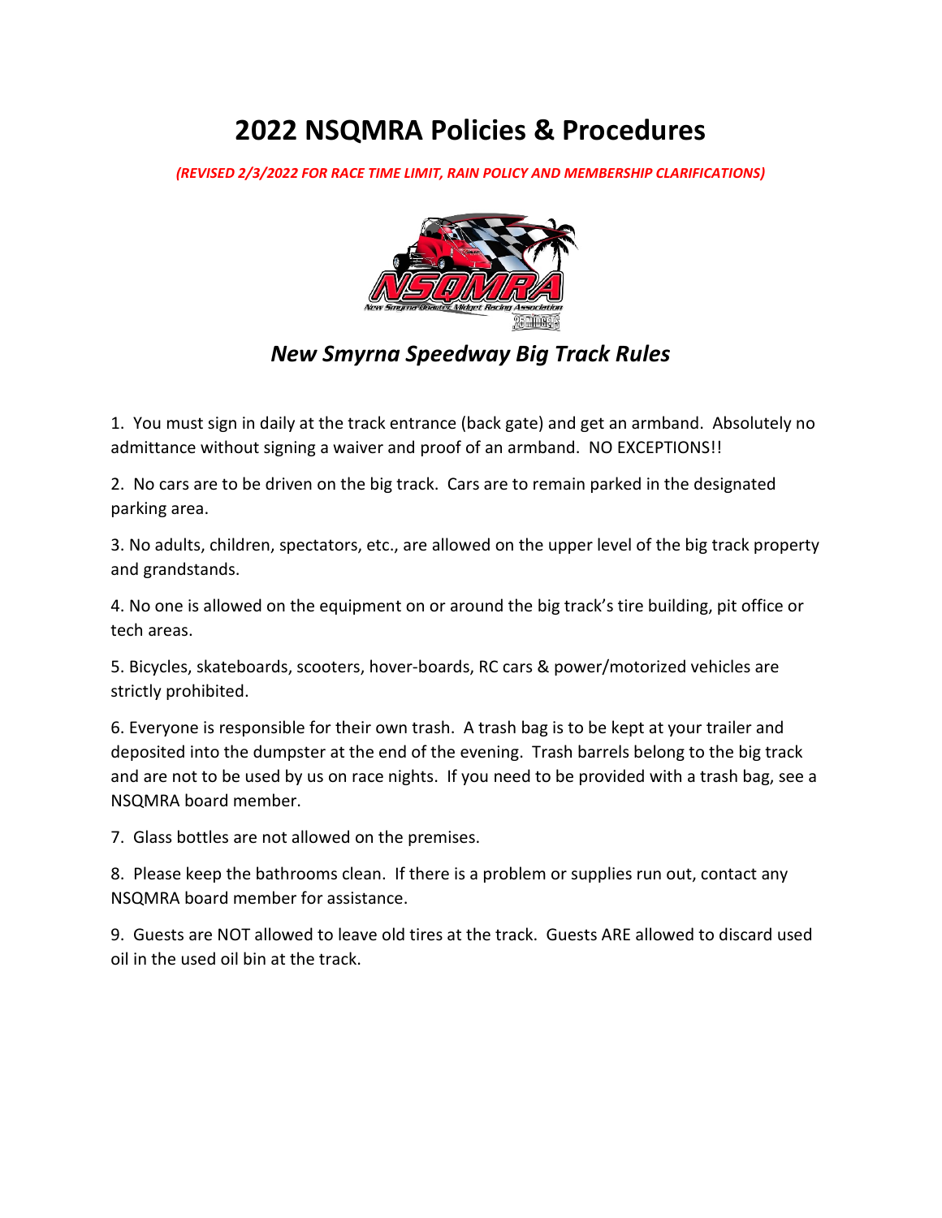# 2022 NSQMRA Policies & Procedures

***(REVISED 2/3/2022 FOR RACE TIME LIMIT, RAIN POLICY AND MEMBERSHIP CLARIFICATIONS)***

## *New Smyrna Speedway Big Track Rules*

1. You must sign in daily at the track entrance (back gate) and get an armband. Absolutely no admittance without signing a waiver and proof of an armband. NO EXCEPTIONS!!

2. No cars are to be driven on the big track. Cars are to remain parked in the designated parking area.

3. No adults, children, spectators, etc., are allowed on the upper level of the big track property and grandstands.

4. No one is allowed on the equipment on or around the big track's tire building, pit office or tech areas.

5. Bicycles, skateboards, scooters, hover-boards, RC cars & power/motorized vehicles are strictly prohibited.

6. Everyone is responsible for their own trash. A trash bag is to be kept at your trailer and deposited into the dumpster at the end of the evening. Trash barrels belong to the big track and are not to be used by us on race nights. If you need to be provided with a trash bag, see a NSQMRA board member.

7. Glass bottles are not allowed on the premises.

8. Please keep the bathrooms clean. If there is a problem or supplies run out, contact any NSQMRA board member for assistance.

9. Guests are NOT allowed to leave old tires at the track. Guests ARE allowed to discard used oil in the used oil bin at the track.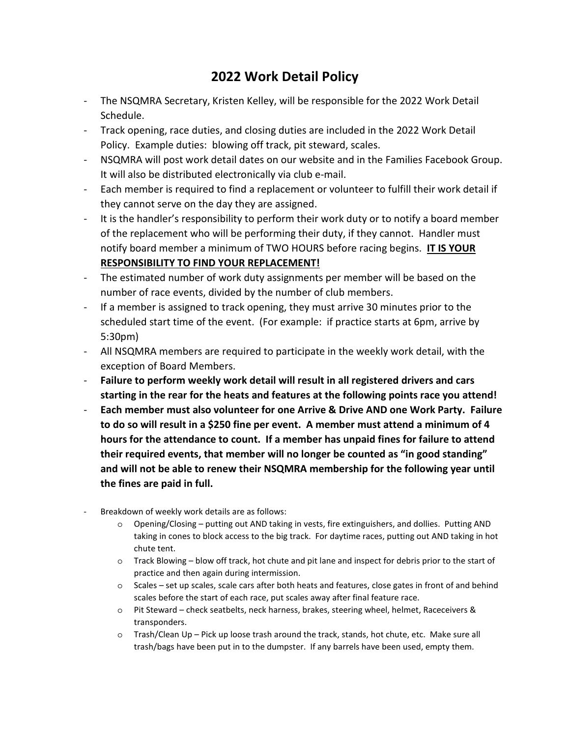# 2022 Work Detail Policy

- The NSQMRA Secretary, Kristen Kelley, will be responsible for the 2022 Work Detail Schedule.
- Track opening, race duties, and closing duties are included in the 2022 Work Detail Policy. Example duties: blowing off track, pit steward, scales.
- NSQMRA will post work detail dates on our website and in the Families Facebook Group. It will also be distributed electronically via club e-mail.
- Each member is required to find a replacement or volunteer to fulfill their work detail if they cannot serve on the day they are assigned.
- It is the handler's responsibility to perform their work duty or to notify a board member of the replacement who will be performing their duty, if they cannot. Handler must notify board member a minimum of TWO HOURS before racing begins. **<u>IT IS YOUR RESPONSIBILITY TO FIND YOUR REPLACEMENT!</u>**
- The estimated number of work duty assignments per member will be based on the number of race events, divided by the number of club members.
- If a member is assigned to track opening, they must arrive 30 minutes prior to the scheduled start time of the event. (For example: if practice starts at 6pm, arrive by 5:30pm)
- All NSQMRA members are required to participate in the weekly work detail, with the exception of Board Members.
- **Failure to perform weekly work detail will result in all registered drivers and cars starting in the rear for the heats and features at the following points race you attend!**
- **Each member must also volunteer for one Arrive & Drive AND one Work Party. Failure to do so will result in a $250 fine per event. A member must attend a minimum of 4 hours for the attendance to count. If a member has unpaid fines for failure to attend their required events, that member will no longer be counted as "in good standing" and will not be able to renew their NSQMRA membership for the following year until the fines are paid in full.**

- Breakdown of weekly work details are as follows:
  - Opening/Closing – putting out AND taking in vests, fire extinguishers, and dollies. Putting AND taking in cones to block access to the big track. For daytime races, putting out AND taking in hot chute tent.
  - Track Blowing – blow off track, hot chute and pit lane and inspect for debris prior to the start of practice and then again during intermission.
  - Scales – set up scales, scale cars after both heats and features, close gates in front of and behind scales before the start of each race, put scales away after final feature race.
  - Pit Steward – check seatbelts, neck harness, brakes, steering wheel, helmet, Raceceivers & transponders.
  - Trash/Clean Up – Pick up loose trash around the track, stands, hot chute, etc. Make sure all trash/bags have been put in to the dumpster. If any barrels have been used, empty them.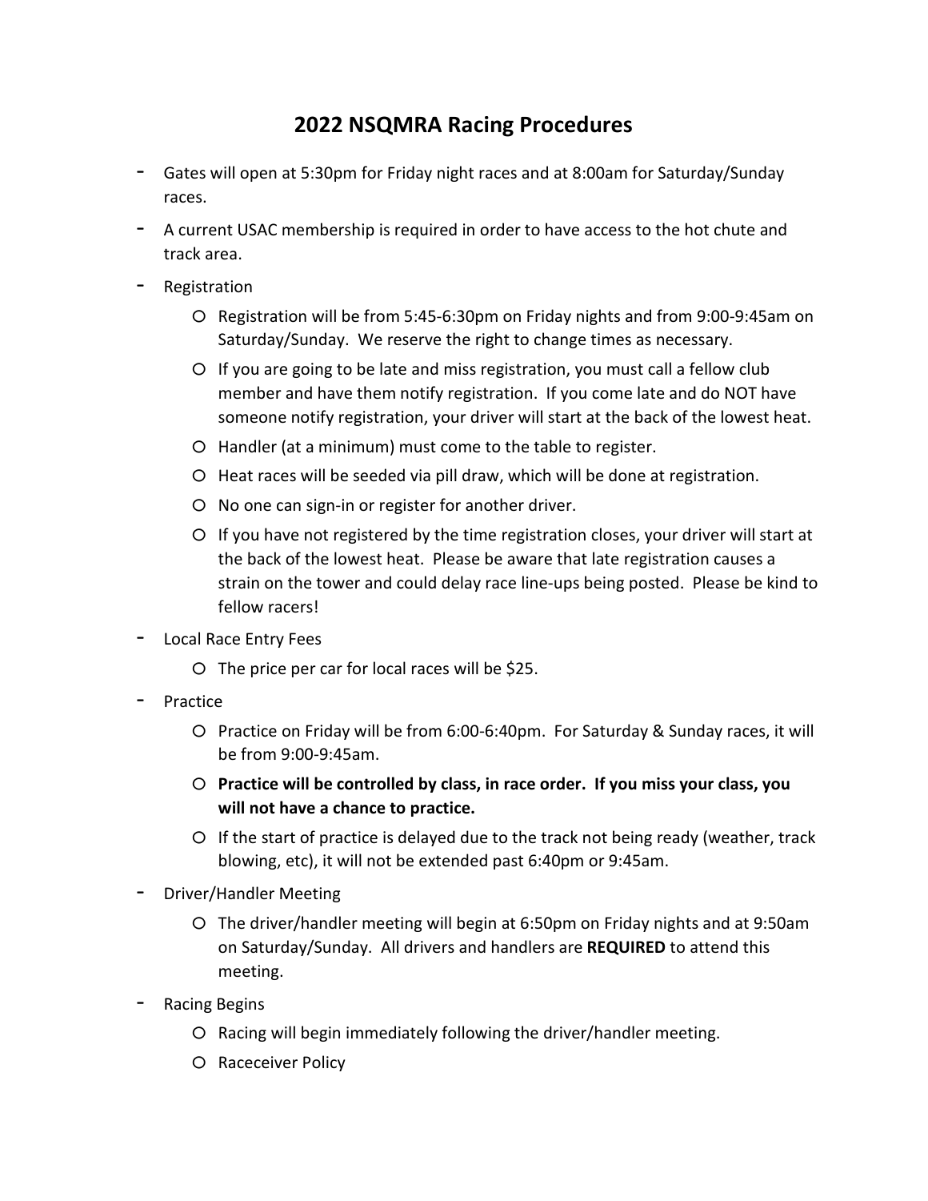# 2022 NSQMRA Racing Procedures

- Gates will open at 5:30pm for Friday night races and at 8:00am for Saturday/Sunday races.
- A current USAC membership is required in order to have access to the hot chute and track area.
- Registration
  - Registration will be from 5:45-6:30pm on Friday nights and from 9:00-9:45am on Saturday/Sunday. We reserve the right to change times as necessary.
  - If you are going to be late and miss registration, you must call a fellow club member and have them notify registration. If you come late and do NOT have someone notify registration, your driver will start at the back of the lowest heat.
  - Handler (at a minimum) must come to the table to register.
  - Heat races will be seeded via pill draw, which will be done at registration.
  - No one can sign-in or register for another driver.
  - If you have not registered by the time registration closes, your driver will start at the back of the lowest heat. Please be aware that late registration causes a strain on the tower and could delay race line-ups being posted. Please be kind to fellow racers!
- Local Race Entry Fees
  - The price per car for local races will be $25.
- Practice
  - Practice on Friday will be from 6:00-6:40pm. For Saturday & Sunday races, it will be from 9:00-9:45am.
  - **Practice will be controlled by class, in race order. If you miss your class, you will not have a chance to practice.**
  - If the start of practice is delayed due to the track not being ready (weather, track blowing, etc), it will not be extended past 6:40pm or 9:45am.
- Driver/Handler Meeting
  - The driver/handler meeting will begin at 6:50pm on Friday nights and at 9:50am on Saturday/Sunday. All drivers and handlers are **REQUIRED** to attend this meeting.
- Racing Begins
  - Racing will begin immediately following the driver/handler meeting.
  - Raceceiver Policy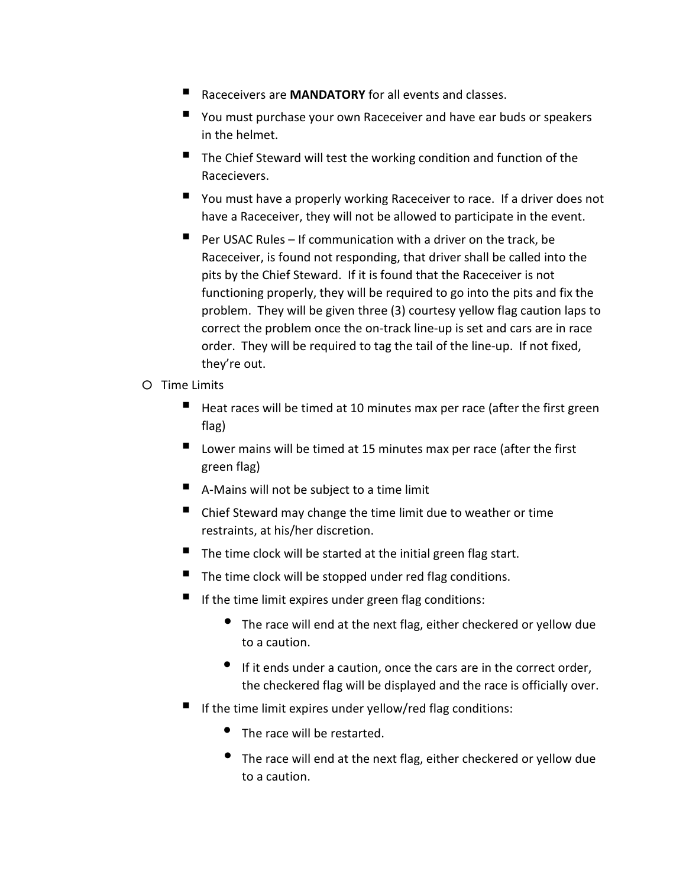- Raceceivers are **MANDATORY** for all events and classes.
    - You must purchase your own Raceceiver and have ear buds or speakers in the helmet.
    - The Chief Steward will test the working condition and function of the Racecievers.
    - You must have a properly working Raceceiver to race. If a driver does not have a Raceceiver, they will not be allowed to participate in the event.
    - Per USAC Rules – If communication with a driver on the track, be Raceceiver, is found not responding, that driver shall be called into the pits by the Chief Steward. If it is found that the Raceceiver is not functioning properly, they will be required to go into the pits and fix the problem. They will be given three (3) courtesy yellow flag caution laps to correct the problem once the on-track line-up is set and cars are in race order. They will be required to tag the tail of the line-up. If not fixed, they're out.
- Time Limits
    - Heat races will be timed at 10 minutes max per race (after the first green flag)
    - Lower mains will be timed at 15 minutes max per race (after the first green flag)
    - A-Mains will not be subject to a time limit
    - Chief Steward may change the time limit due to weather or time restraints, at his/her discretion.
    - The time clock will be started at the initial green flag start.
    - The time clock will be stopped under red flag conditions.
    - If the time limit expires under green flag conditions:
        - The race will end at the next flag, either checkered or yellow due to a caution.
        - If it ends under a caution, once the cars are in the correct order, the checkered flag will be displayed and the race is officially over.
    - If the time limit expires under yellow/red flag conditions:
        - The race will be restarted.
        - The race will end at the next flag, either checkered or yellow due to a caution.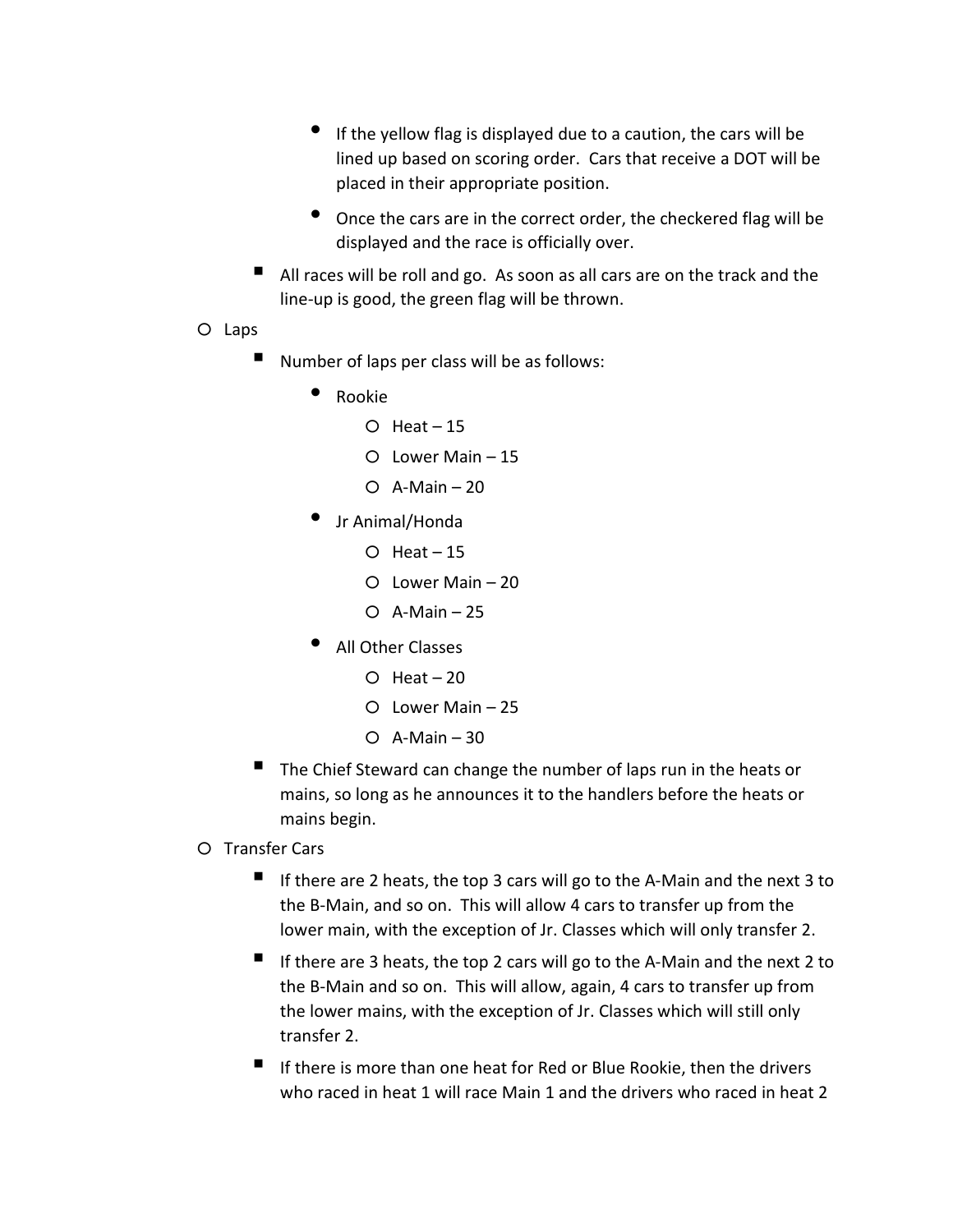- If the yellow flag is displayed due to a caution, the cars will be lined up based on scoring order. Cars that receive a DOT will be placed in their appropriate position.
      - Once the cars are in the correct order, the checkered flag will be displayed and the race is officially over.
    - All races will be roll and go. As soon as all cars are on the track and the line-up is good, the green flag will be thrown.
  - Laps
    - Number of laps per class will be as follows:
      - Rookie
        - Heat – 15
        - Lower Main – 15
        - A-Main – 20
      - Jr Animal/Honda
        - Heat – 15
        - Lower Main – 20
        - A-Main – 25
      - All Other Classes
        - Heat – 20
        - Lower Main – 25
        - A-Main – 30
    - The Chief Steward can change the number of laps run in the heats or mains, so long as he announces it to the handlers before the heats or mains begin.
  - Transfer Cars
    - If there are 2 heats, the top 3 cars will go to the A-Main and the next 3 to the B-Main, and so on. This will allow 4 cars to transfer up from the lower main, with the exception of Jr. Classes which will only transfer 2.
    - If there are 3 heats, the top 2 cars will go to the A-Main and the next 2 to the B-Main and so on. This will allow, again, 4 cars to transfer up from the lower mains, with the exception of Jr. Classes which will still only transfer 2.
    - If there is more than one heat for Red or Blue Rookie, then the drivers who raced in heat 1 will race Main 1 and the drivers who raced in heat 2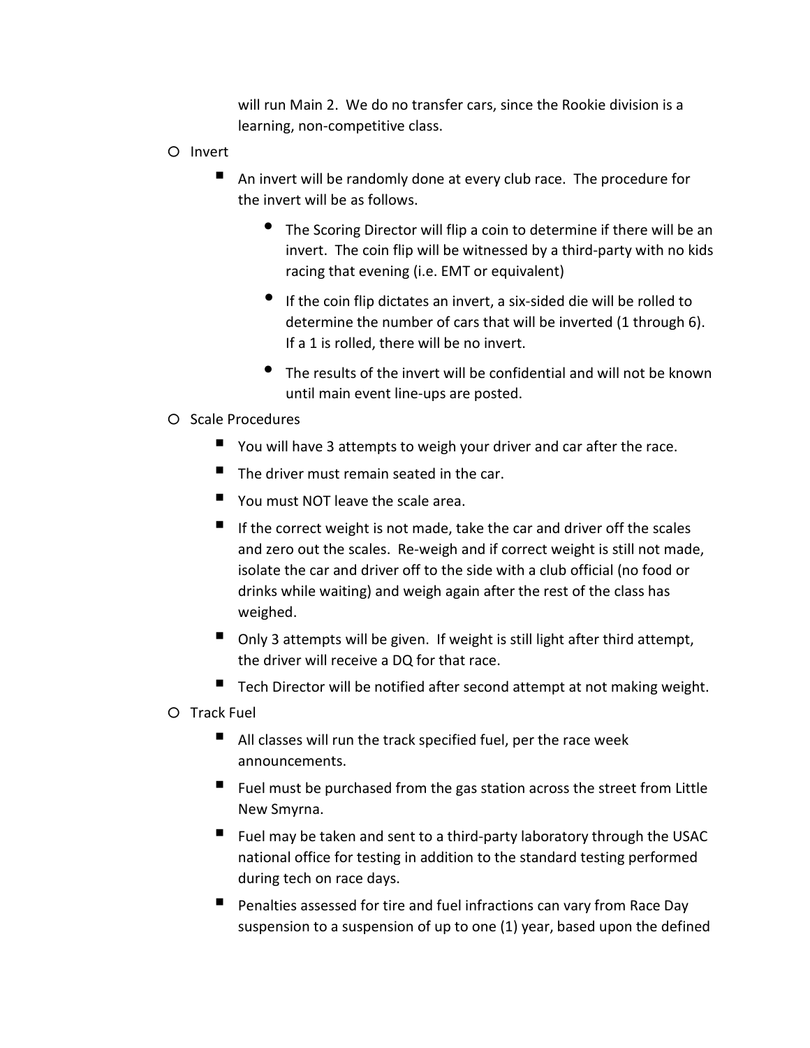will run Main 2. We do no transfer cars, since the Rookie division is a learning, non-competitive class.

- Invert
  - An invert will be randomly done at every club race. The procedure for the invert will be as follows.
    - The Scoring Director will flip a coin to determine if there will be an invert. The coin flip will be witnessed by a third-party with no kids racing that evening (i.e. EMT or equivalent)
    - If the coin flip dictates an invert, a six-sided die will be rolled to determine the number of cars that will be inverted (1 through 6). If a 1 is rolled, there will be no invert.
    - The results of the invert will be confidential and will not be known until main event line-ups are posted.
- Scale Procedures
  - You will have 3 attempts to weigh your driver and car after the race.
  - The driver must remain seated in the car.
  - You must NOT leave the scale area.
  - If the correct weight is not made, take the car and driver off the scales and zero out the scales. Re-weigh and if correct weight is still not made, isolate the car and driver off to the side with a club official (no food or drinks while waiting) and weigh again after the rest of the class has weighed.
  - Only 3 attempts will be given. If weight is still light after third attempt, the driver will receive a DQ for that race.
  - Tech Director will be notified after second attempt at not making weight.
- Track Fuel
  - All classes will run the track specified fuel, per the race week announcements.
  - Fuel must be purchased from the gas station across the street from Little New Smyrna.
  - Fuel may be taken and sent to a third-party laboratory through the USAC national office for testing in addition to the standard testing performed during tech on race days.
  - Penalties assessed for tire and fuel infractions can vary from Race Day suspension to a suspension of up to one (1) year, based upon the defined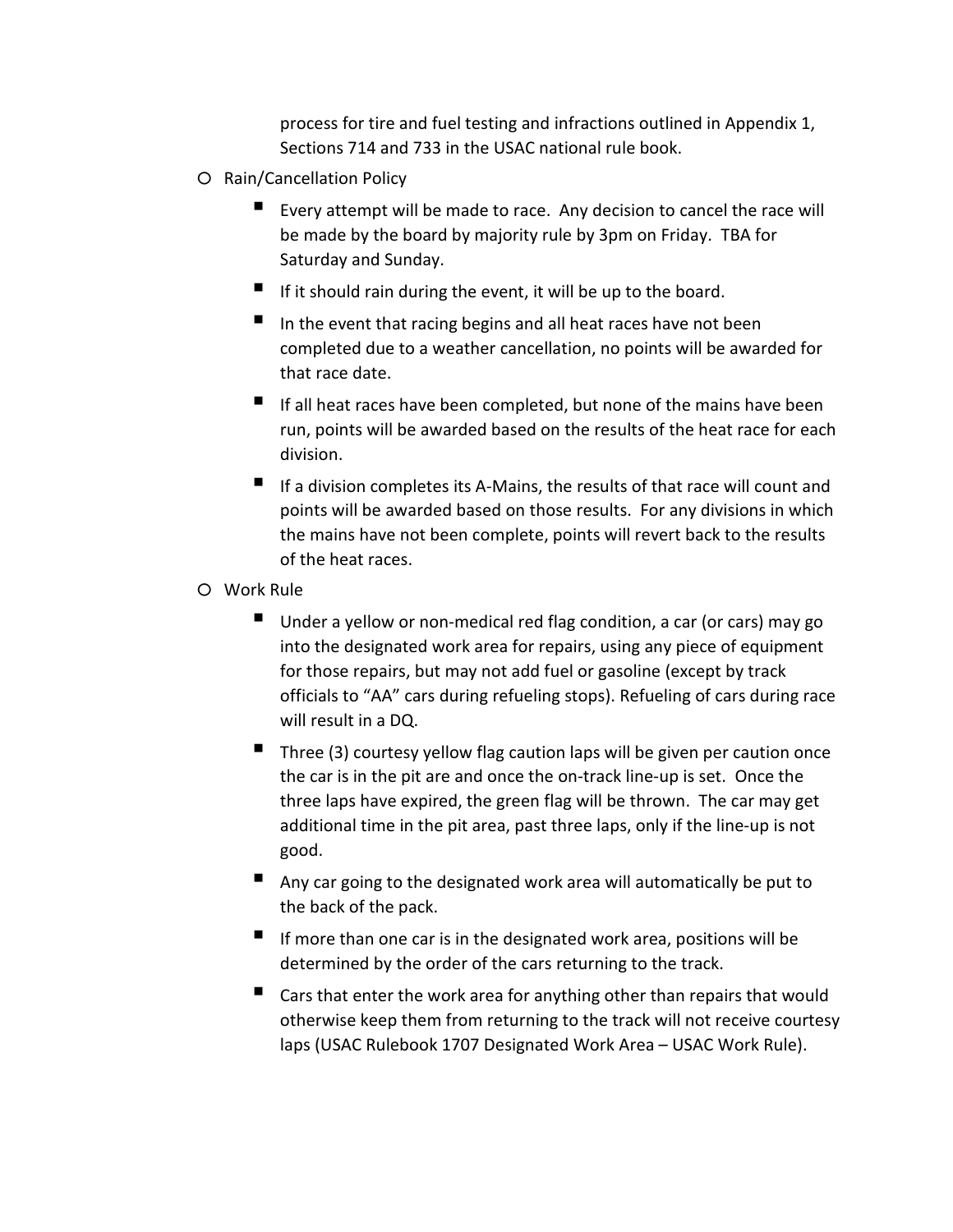process for tire and fuel testing and infractions outlined in Appendix 1, Sections 714 and 733 in the USAC national rule book.

- Rain/Cancellation Policy
  - Every attempt will be made to race. Any decision to cancel the race will be made by the board by majority rule by 3pm on Friday. TBA for Saturday and Sunday.
  - If it should rain during the event, it will be up to the board.
  - In the event that racing begins and all heat races have not been completed due to a weather cancellation, no points will be awarded for that race date.
  - If all heat races have been completed, but none of the mains have been run, points will be awarded based on the results of the heat race for each division.
  - If a division completes its A-Mains, the results of that race will count and points will be awarded based on those results. For any divisions in which the mains have not been complete, points will revert back to the results of the heat races.
- Work Rule
  - Under a yellow or non-medical red flag condition, a car (or cars) may go into the designated work area for repairs, using any piece of equipment for those repairs, but may not add fuel or gasoline (except by track officials to "AA" cars during refueling stops). Refueling of cars during race will result in a DQ.
  - Three (3) courtesy yellow flag caution laps will be given per caution once the car is in the pit are and once the on-track line-up is set. Once the three laps have expired, the green flag will be thrown. The car may get additional time in the pit area, past three laps, only if the line-up is not good.
  - Any car going to the designated work area will automatically be put to the back of the pack.
  - If more than one car is in the designated work area, positions will be determined by the order of the cars returning to the track.
  - Cars that enter the work area for anything other than repairs that would otherwise keep them from returning to the track will not receive courtesy laps (USAC Rulebook 1707 Designated Work Area – USAC Work Rule).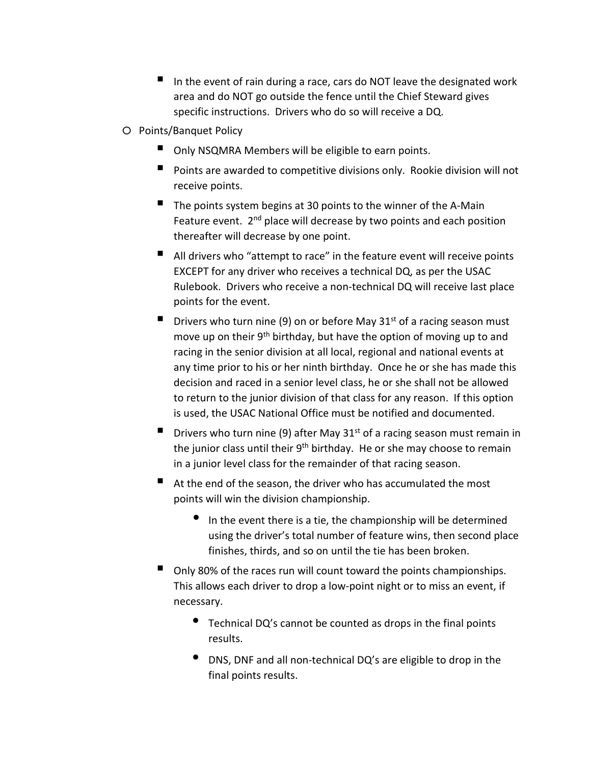- In the event of rain during a race, cars do NOT leave the designated work area and do NOT go outside the fence until the Chief Steward gives specific instructions. Drivers who do so will receive a DQ.
- Points/Banquet Policy
    - Only NSQMRA Members will be eligible to earn points.
    - Points are awarded to competitive divisions only. Rookie division will not receive points.
    - The points system begins at 30 points to the winner of the A-Main Feature event. 2nd place will decrease by two points and each position thereafter will decrease by one point.
    - All drivers who "attempt to race" in the feature event will receive points EXCEPT for any driver who receives a technical DQ, as per the USAC Rulebook. Drivers who receive a non-technical DQ will receive last place points for the event.
    - Drivers who turn nine (9) on or before May 31st of a racing season must move up on their 9th birthday, but have the option of moving up to and racing in the senior division at all local, regional and national events at any time prior to his or her ninth birthday. Once he or she has made this decision and raced in a senior level class, he or she shall not be allowed to return to the junior division of that class for any reason. If this option is used, the USAC National Office must be notified and documented.
    - Drivers who turn nine (9) after May 31st of a racing season must remain in the junior class until their 9th birthday. He or she may choose to remain in a junior level class for the remainder of that racing season.
    - At the end of the season, the driver who has accumulated the most points will win the division championship.
        - In the event there is a tie, the championship will be determined using the driver's total number of feature wins, then second place finishes, thirds, and so on until the tie has been broken.
    - Only 80% of the races run will count toward the points championships. This allows each driver to drop a low-point night or to miss an event, if necessary.
        - Technical DQ's cannot be counted as drops in the final points results.
        - DNS, DNF and all non-technical DQ's are eligible to drop in the final points results.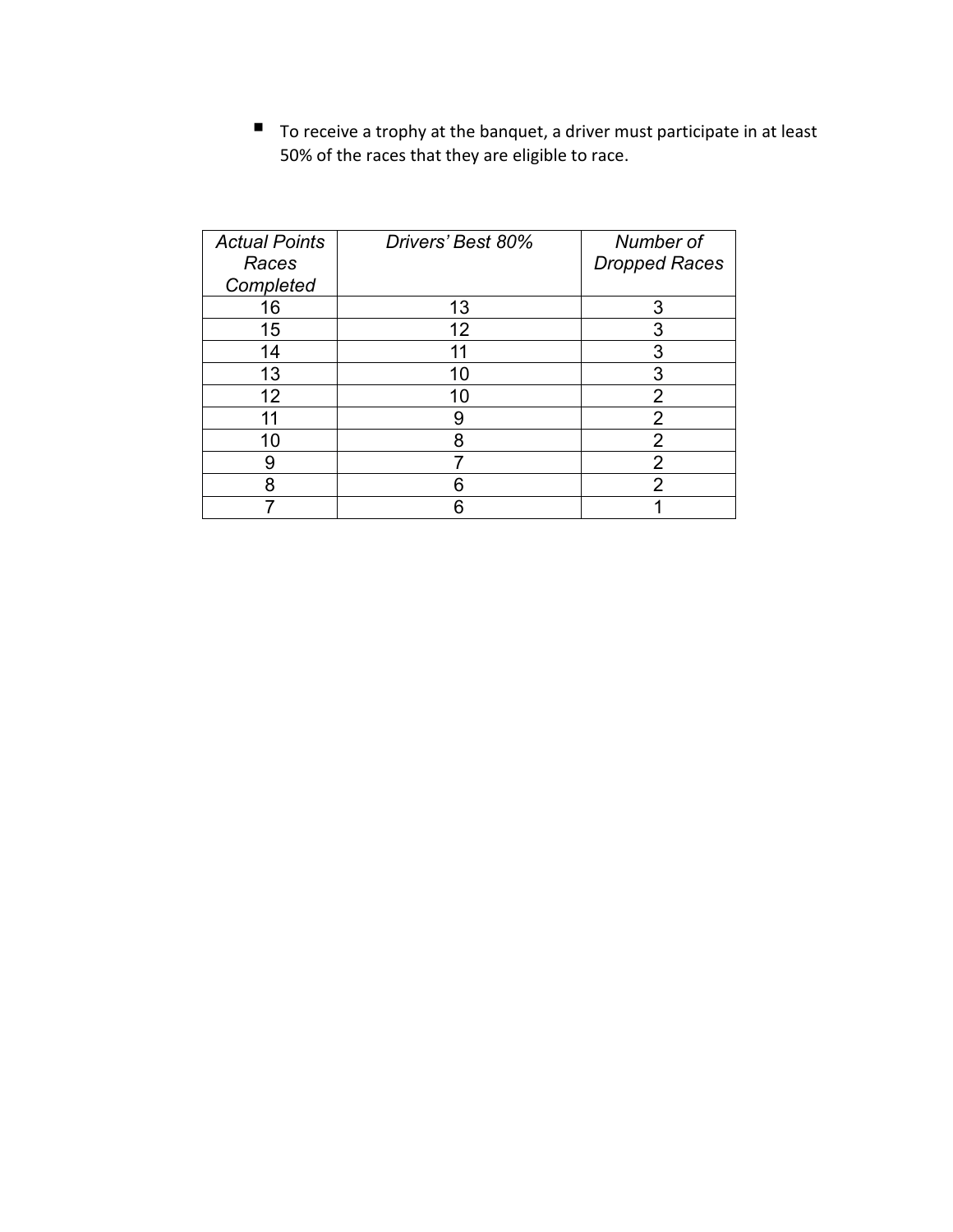- To receive a trophy at the banquet, a driver must participate in at least 50% of the races that they are eligible to race.

| *Actual Points Races Completed* | *Drivers' Best 80%* | *Number of Dropped Races* |
|---|---|---|
| 16 | 13 | 3 |
| 15 | 12 | 3 |
| 14 | 11 | 3 |
| 13 | 10 | 3 |
| 12 | 10 | 2 |
| 11 | 9 | 2 |
| 10 | 8 | 2 |
| 9 | 7 | 2 |
| 8 | 6 | 2 |
| 7 | 6 | 1 |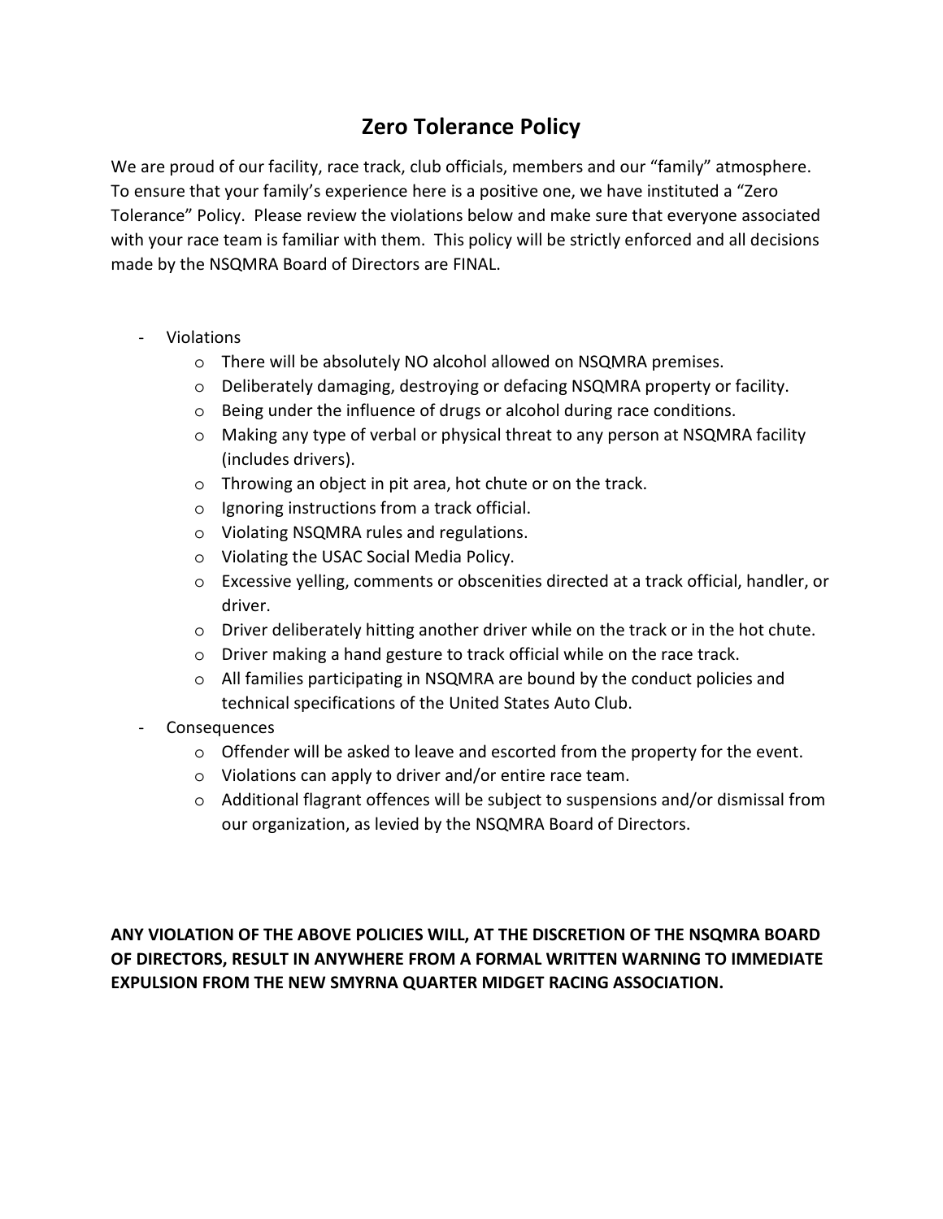# Zero Tolerance Policy

We are proud of our facility, race track, club officials, members and our "family" atmosphere. To ensure that your family's experience here is a positive one, we have instituted a "Zero Tolerance" Policy. Please review the violations below and make sure that everyone associated with your race team is familiar with them. This policy will be strictly enforced and all decisions made by the NSQMRA Board of Directors are FINAL.

- Violations
  - There will be absolutely NO alcohol allowed on NSQMRA premises.
  - Deliberately damaging, destroying or defacing NSQMRA property or facility.
  - Being under the influence of drugs or alcohol during race conditions.
  - Making any type of verbal or physical threat to any person at NSQMRA facility (includes drivers).
  - Throwing an object in pit area, hot chute or on the track.
  - Ignoring instructions from a track official.
  - Violating NSQMRA rules and regulations.
  - Violating the USAC Social Media Policy.
  - Excessive yelling, comments or obscenities directed at a track official, handler, or driver.
  - Driver deliberately hitting another driver while on the track or in the hot chute.
  - Driver making a hand gesture to track official while on the race track.
  - All families participating in NSQMRA are bound by the conduct policies and technical specifications of the United States Auto Club.
- Consequences
  - Offender will be asked to leave and escorted from the property for the event.
  - Violations can apply to driver and/or entire race team.
  - Additional flagrant offences will be subject to suspensions and/or dismissal from our organization, as levied by the NSQMRA Board of Directors.

**ANY VIOLATION OF THE ABOVE POLICIES WILL, AT THE DISCRETION OF THE NSQMRA BOARD OF DIRECTORS, RESULT IN ANYWHERE FROM A FORMAL WRITTEN WARNING TO IMMEDIATE EXPULSION FROM THE NEW SMYRNA QUARTER MIDGET RACING ASSOCIATION.**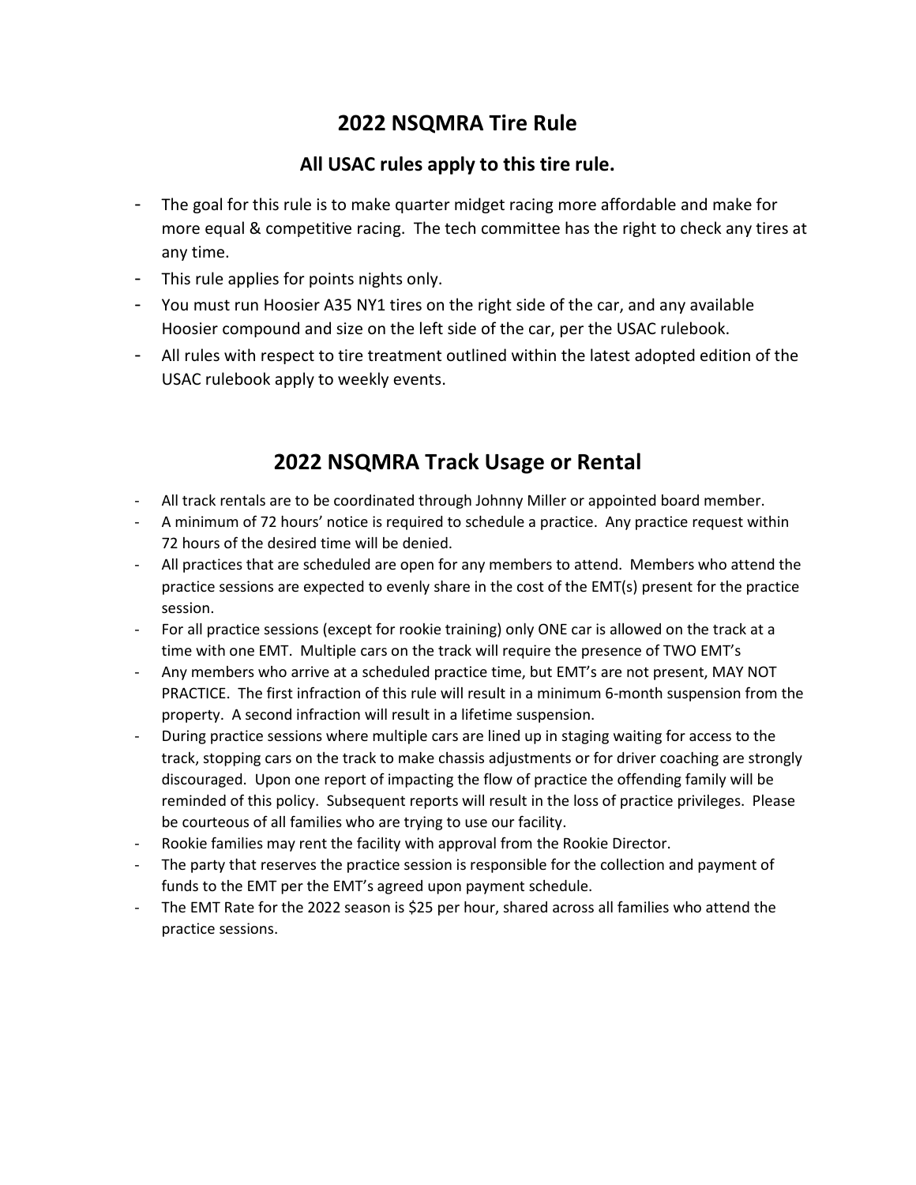## 2022 NSQMRA Tire Rule

### All USAC rules apply to this tire rule.

- The goal for this rule is to make quarter midget racing more affordable and make for more equal & competitive racing. The tech committee has the right to check any tires at any time.
- This rule applies for points nights only.
- You must run Hoosier A35 NY1 tires on the right side of the car, and any available Hoosier compound and size on the left side of the car, per the USAC rulebook.
- All rules with respect to tire treatment outlined within the latest adopted edition of the USAC rulebook apply to weekly events.

## 2022 NSQMRA Track Usage or Rental

- All track rentals are to be coordinated through Johnny Miller or appointed board member.
- A minimum of 72 hours' notice is required to schedule a practice. Any practice request within 72 hours of the desired time will be denied.
- All practices that are scheduled are open for any members to attend. Members who attend the practice sessions are expected to evenly share in the cost of the EMT(s) present for the practice session.
- For all practice sessions (except for rookie training) only ONE car is allowed on the track at a time with one EMT. Multiple cars on the track will require the presence of TWO EMT's
- Any members who arrive at a scheduled practice time, but EMT's are not present, MAY NOT PRACTICE. The first infraction of this rule will result in a minimum 6-month suspension from the property. A second infraction will result in a lifetime suspension.
- During practice sessions where multiple cars are lined up in staging waiting for access to the track, stopping cars on the track to make chassis adjustments or for driver coaching are strongly discouraged. Upon one report of impacting the flow of practice the offending family will be reminded of this policy. Subsequent reports will result in the loss of practice privileges. Please be courteous of all families who are trying to use our facility.
- Rookie families may rent the facility with approval from the Rookie Director.
- The party that reserves the practice session is responsible for the collection and payment of funds to the EMT per the EMT's agreed upon payment schedule.
- The EMT Rate for the 2022 season is $25 per hour, shared across all families who attend the practice sessions.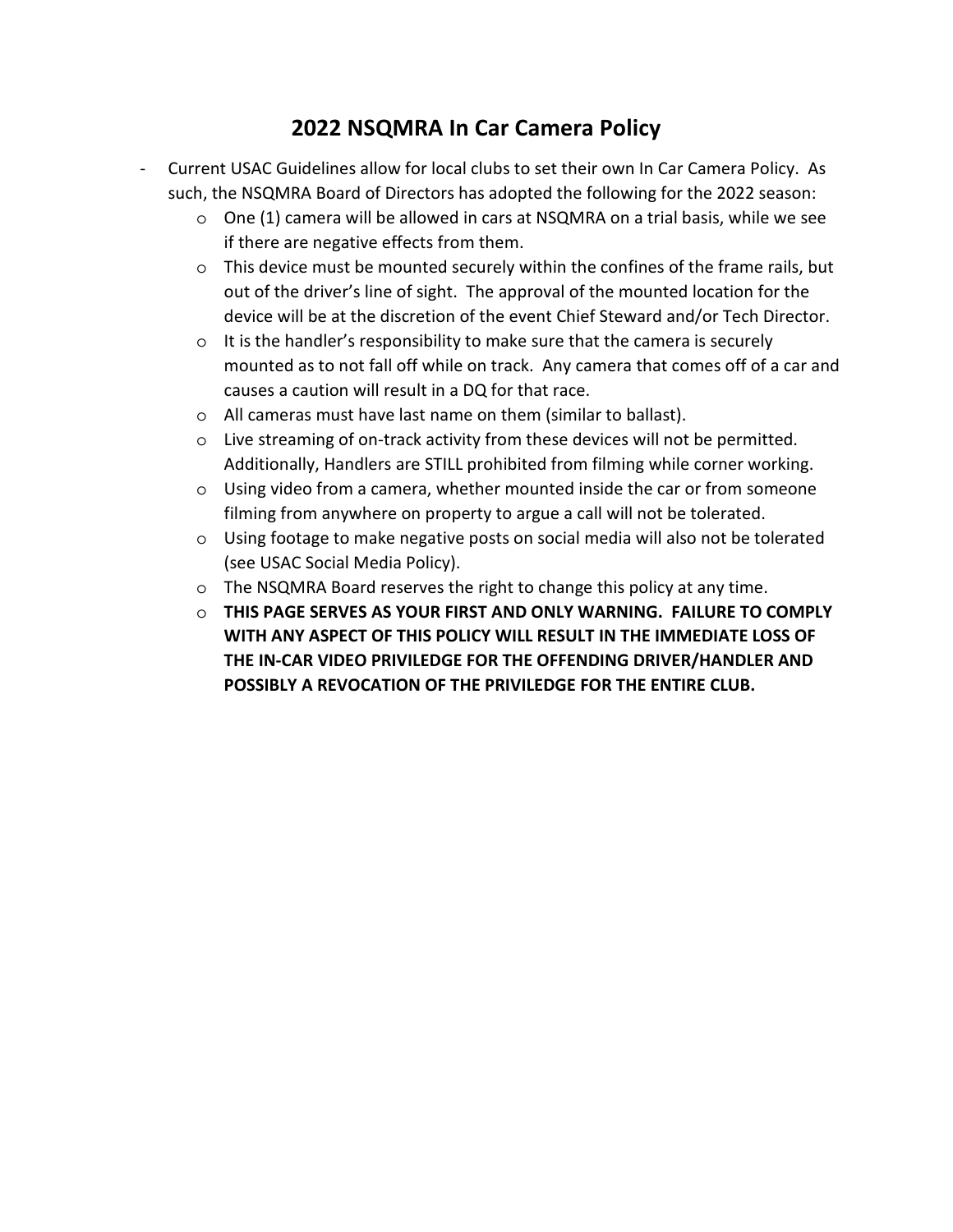# 2022 NSQMRA In Car Camera Policy

- Current USAC Guidelines allow for local clubs to set their own In Car Camera Policy. As such, the NSQMRA Board of Directors has adopted the following for the 2022 season:
  - One (1) camera will be allowed in cars at NSQMRA on a trial basis, while we see if there are negative effects from them.
  - This device must be mounted securely within the confines of the frame rails, but out of the driver's line of sight. The approval of the mounted location for the device will be at the discretion of the event Chief Steward and/or Tech Director.
  - It is the handler's responsibility to make sure that the camera is securely mounted as to not fall off while on track. Any camera that comes off of a car and causes a caution will result in a DQ for that race.
  - All cameras must have last name on them (similar to ballast).
  - Live streaming of on-track activity from these devices will not be permitted. Additionally, Handlers are STILL prohibited from filming while corner working.
  - Using video from a camera, whether mounted inside the car or from someone filming from anywhere on property to argue a call will not be tolerated.
  - Using footage to make negative posts on social media will also not be tolerated (see USAC Social Media Policy).
  - The NSQMRA Board reserves the right to change this policy at any time.
  - **THIS PAGE SERVES AS YOUR FIRST AND ONLY WARNING. FAILURE TO COMPLY WITH ANY ASPECT OF THIS POLICY WILL RESULT IN THE IMMEDIATE LOSS OF THE IN-CAR VIDEO PRIVILEDGE FOR THE OFFENDING DRIVER/HANDLER AND POSSIBLY A REVOCATION OF THE PRIVILEDGE FOR THE ENTIRE CLUB.**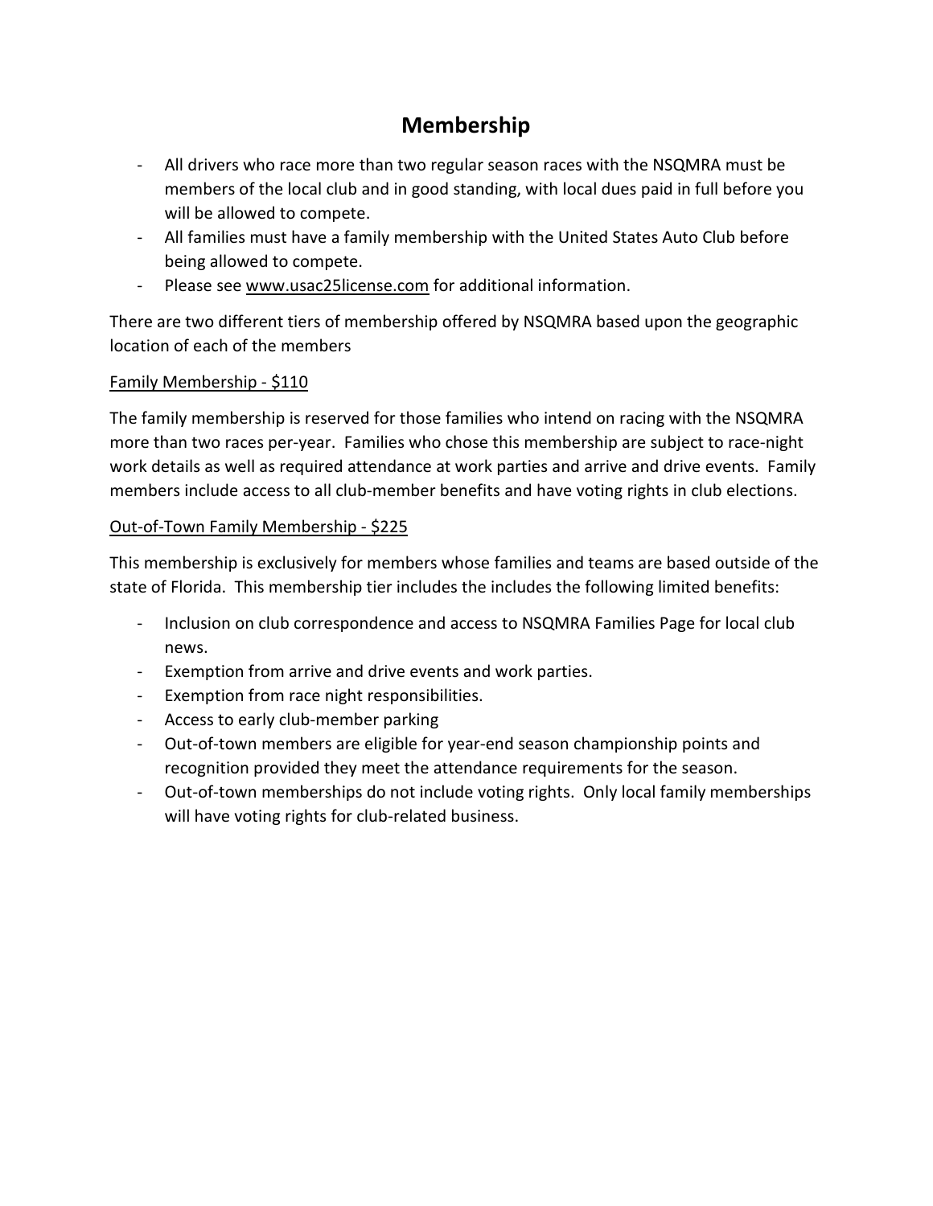# Membership

- All drivers who race more than two regular season races with the NSQMRA must be members of the local club and in good standing, with local dues paid in full before you will be allowed to compete.
- All families must have a family membership with the United States Auto Club before being allowed to compete.
- Please see www.usac25license.com for additional information.

There are two different tiers of membership offered by NSQMRA based upon the geographic location of each of the members

<u>Family Membership - $110</u>

The family membership is reserved for those families who intend on racing with the NSQMRA more than two races per-year. Families who chose this membership are subject to race-night work details as well as required attendance at work parties and arrive and drive events. Family members include access to all club-member benefits and have voting rights in club elections.

<u>Out-of-Town Family Membership - $225</u>

This membership is exclusively for members whose families and teams are based outside of the state of Florida. This membership tier includes the includes the following limited benefits:

- Inclusion on club correspondence and access to NSQMRA Families Page for local club news.
- Exemption from arrive and drive events and work parties.
- Exemption from race night responsibilities.
- Access to early club-member parking
- Out-of-town members are eligible for year-end season championship points and recognition provided they meet the attendance requirements for the season.
- Out-of-town memberships do not include voting rights. Only local family memberships will have voting rights for club-related business.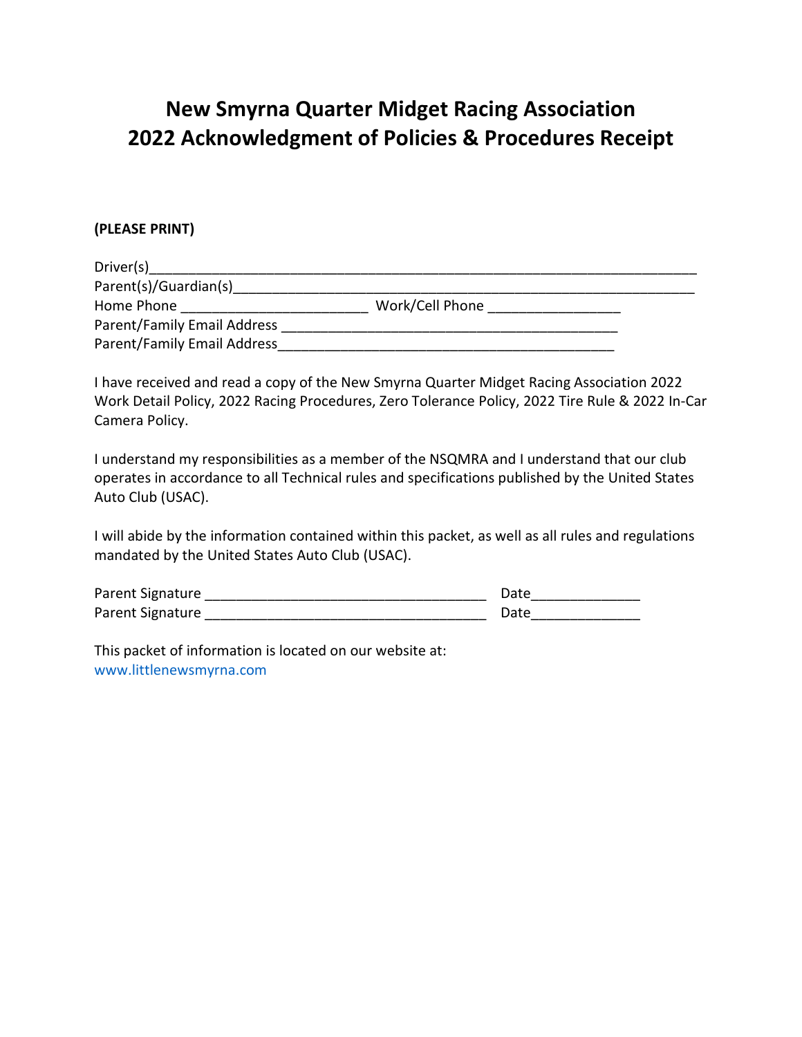# New Smyrna Quarter Midget Racing Association
# 2022 Acknowledgment of Policies & Procedures Receipt

**(PLEASE PRINT)**

Driver(s)\_\_\_\_\_\_\_\_\_\_\_\_\_\_\_\_\_\_\_\_\_\_\_\_\_\_\_\_\_\_\_\_\_\_\_\_\_\_\_\_\_\_\_\_\_\_\_\_\_\_\_\_\_\_\_\_\_\_\_\_\_\_\_\_\_\_\_\_\_\_

Parent(s)/Guardian(s)\_\_\_\_\_\_\_\_\_\_\_\_\_\_\_\_\_\_\_\_\_\_\_\_\_\_\_\_\_\_\_\_\_\_\_\_\_\_\_\_\_\_\_\_\_\_\_\_\_\_\_\_\_\_\_\_\_\_\_\_

Home Phone \_\_\_\_\_\_\_\_\_\_\_\_\_\_\_\_\_\_\_\_\_\_\_\_ Work/Cell Phone \_\_\_\_\_\_\_\_\_\_\_\_\_\_\_\_\_

Parent/Family Email Address \_\_\_\_\_\_\_\_\_\_\_\_\_\_\_\_\_\_\_\_\_\_\_\_\_\_\_\_\_\_\_\_\_\_\_\_\_\_\_\_\_\_\_\_

Parent/Family Email Address\_\_\_\_\_\_\_\_\_\_\_\_\_\_\_\_\_\_\_\_\_\_\_\_\_\_\_\_\_\_\_\_\_\_\_\_\_\_\_\_\_\_\_\_

I have received and read a copy of the New Smyrna Quarter Midget Racing Association 2022 Work Detail Policy, 2022 Racing Procedures, Zero Tolerance Policy, 2022 Tire Rule & 2022 In-Car Camera Policy.

I understand my responsibilities as a member of the NSQMRA and I understand that our club operates in accordance to all Technical rules and specifications published by the United States Auto Club (USAC).

I will abide by the information contained within this packet, as well as all rules and regulations mandated by the United States Auto Club (USAC).

Parent Signature \_\_\_\_\_\_\_\_\_\_\_\_\_\_\_\_\_\_\_\_\_\_\_\_\_\_\_\_\_\_\_\_\_\_\_\_\_ Date\_\_\_\_\_\_\_\_\_\_\_\_\_\_

Parent Signature \_\_\_\_\_\_\_\_\_\_\_\_\_\_\_\_\_\_\_\_\_\_\_\_\_\_\_\_\_\_\_\_\_\_\_\_\_ Date\_\_\_\_\_\_\_\_\_\_\_\_\_\_

This packet of information is located on our website at:
www.littlenewsmyrna.com